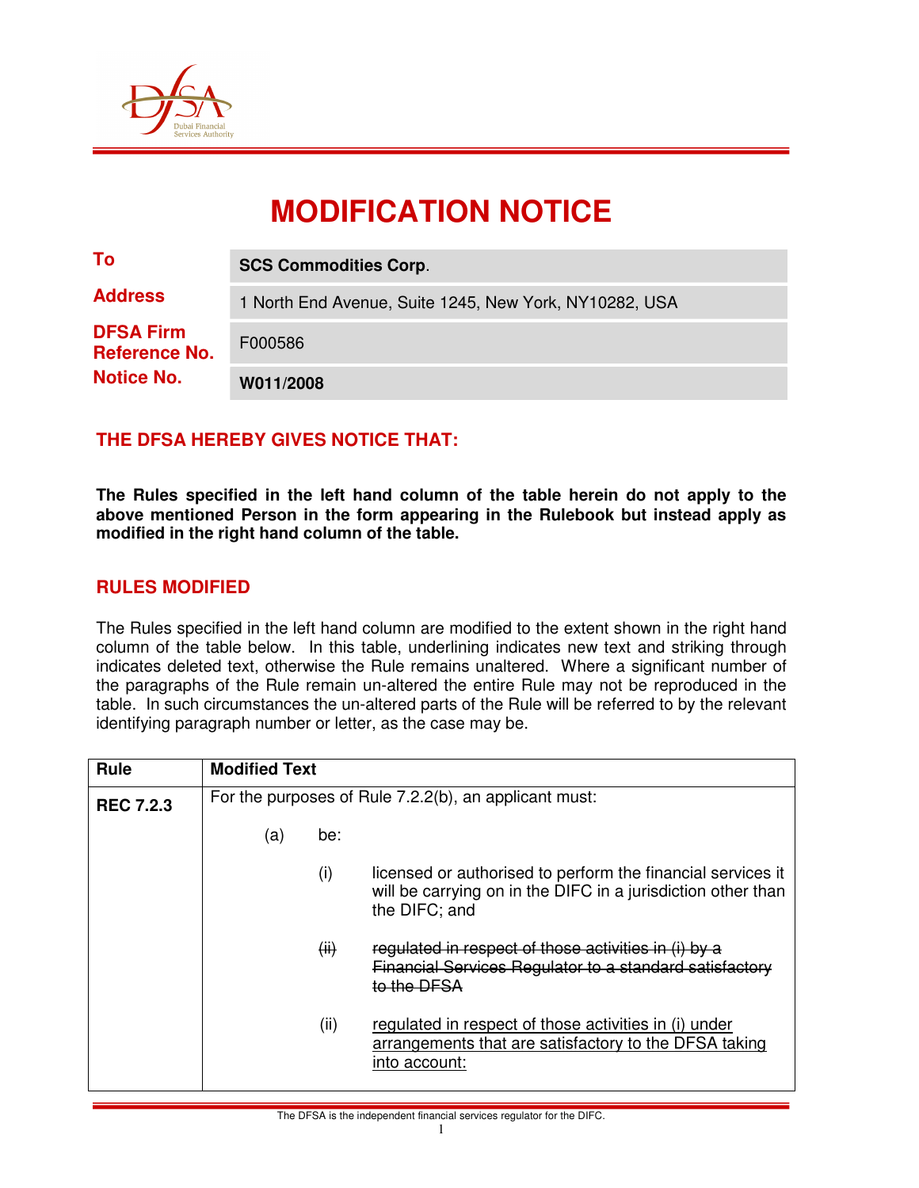# MODIFICATION NOTICE

| | |
|---|---|
| **To** | **SCS Commodities Corp.** |
| **Address** | 1 North End Avenue, Suite 1245, New York, NY10282, USA |
| **DFSA Firm Reference No.** | F000586 |
| **Notice No.** | **W011/2008** |

## THE DFSA HEREBY GIVES NOTICE THAT:

**The Rules specified in the left hand column of the table herein do not apply to the above mentioned Person in the form appearing in the Rulebook but instead apply as modified in the right hand column of the table.**

## RULES MODIFIED

The Rules specified in the left hand column are modified to the extent shown in the right hand column of the table below. In this table, underlining indicates new text and striking through indicates deleted text, otherwise the Rule remains unaltered. Where a significant number of the paragraphs of the Rule remain un-altered the entire Rule may not be reproduced in the table. In such circumstances the un-altered parts of the Rule will be referred to by the relevant identifying paragraph number or letter, as the case may be.

| Rule | Modified Text |
|---|---|
| **REC 7.2.3** | For the purposes of Rule 7.2.2(b), an applicant must:<br><br>(a) be:<br><br>(i) licensed or authorised to perform the financial services it will be carrying on in the DIFC in a jurisdiction other than the DIFC; and<br><br>~~(ii) regulated in respect of those activities in (i) by a Financial Services Regulator to a standard satisfactory to the DFSA~~<br><br>(ii) <u>regulated in respect of those activities in (i) under arrangements that are satisfactory to the DFSA taking into account:</u> |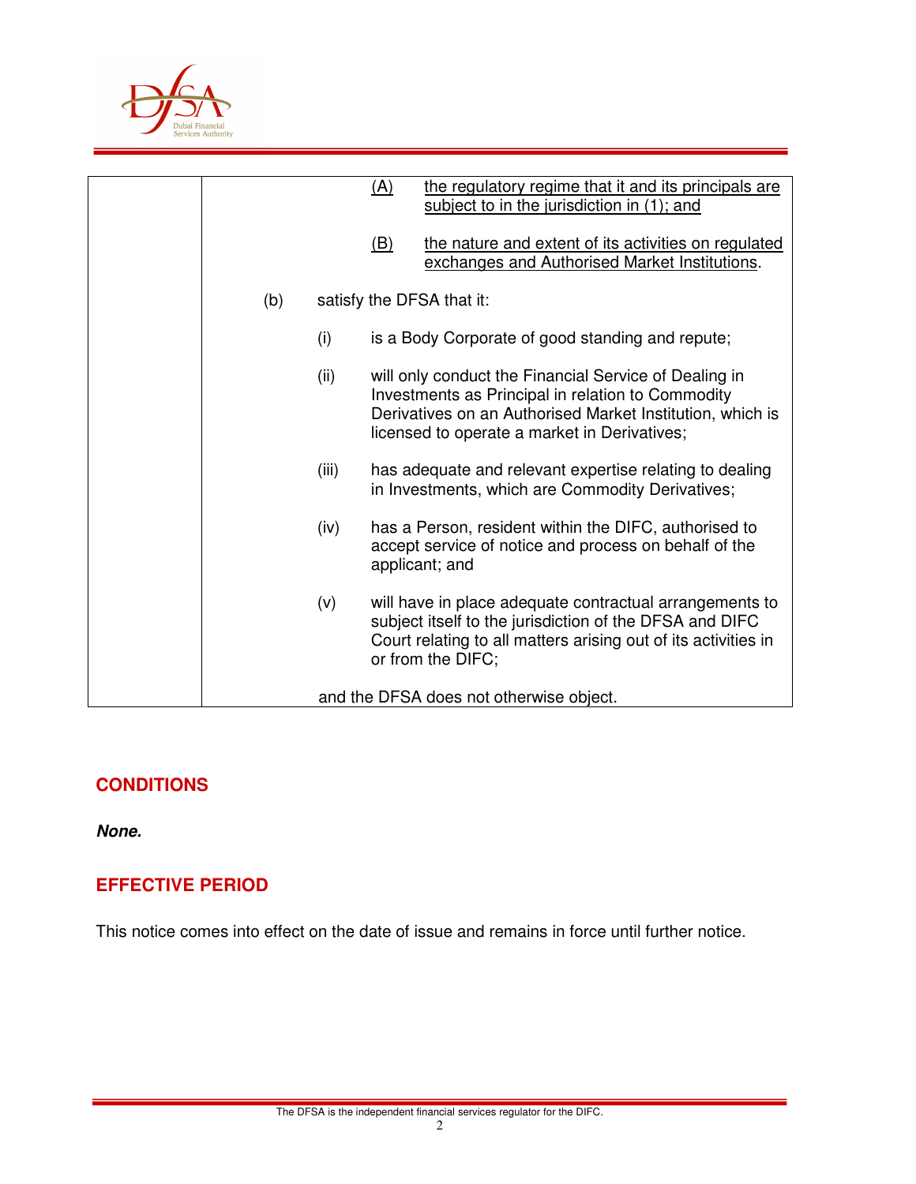| | |
|---|---|
| | (A) the regulatory regime that it and its principals are subject to in the jurisdiction in (1); and<br><br>(B) the nature and extent of its activities on regulated exchanges and Authorised Market Institutions.<br><br>(b) satisfy the DFSA that it:<br><br>(i) is a Body Corporate of good standing and repute;<br><br>(ii) will only conduct the Financial Service of Dealing in Investments as Principal in relation to Commodity Derivatives on an Authorised Market Institution, which is licensed to operate a market in Derivatives;<br><br>(iii) has adequate and relevant expertise relating to dealing in Investments, which are Commodity Derivatives;<br><br>(iv) has a Person, resident within the DIFC, authorised to accept service of notice and process on behalf of the applicant; and<br><br>(v) will have in place adequate contractual arrangements to subject itself to the jurisdiction of the DFSA and DIFC Court relating to all matters arising out of its activities in or from the DIFC;<br><br>and the DFSA does not otherwise object. |

## CONDITIONS

***None.***

## EFFECTIVE PERIOD

This notice comes into effect on the date of issue and remains in force until further notice.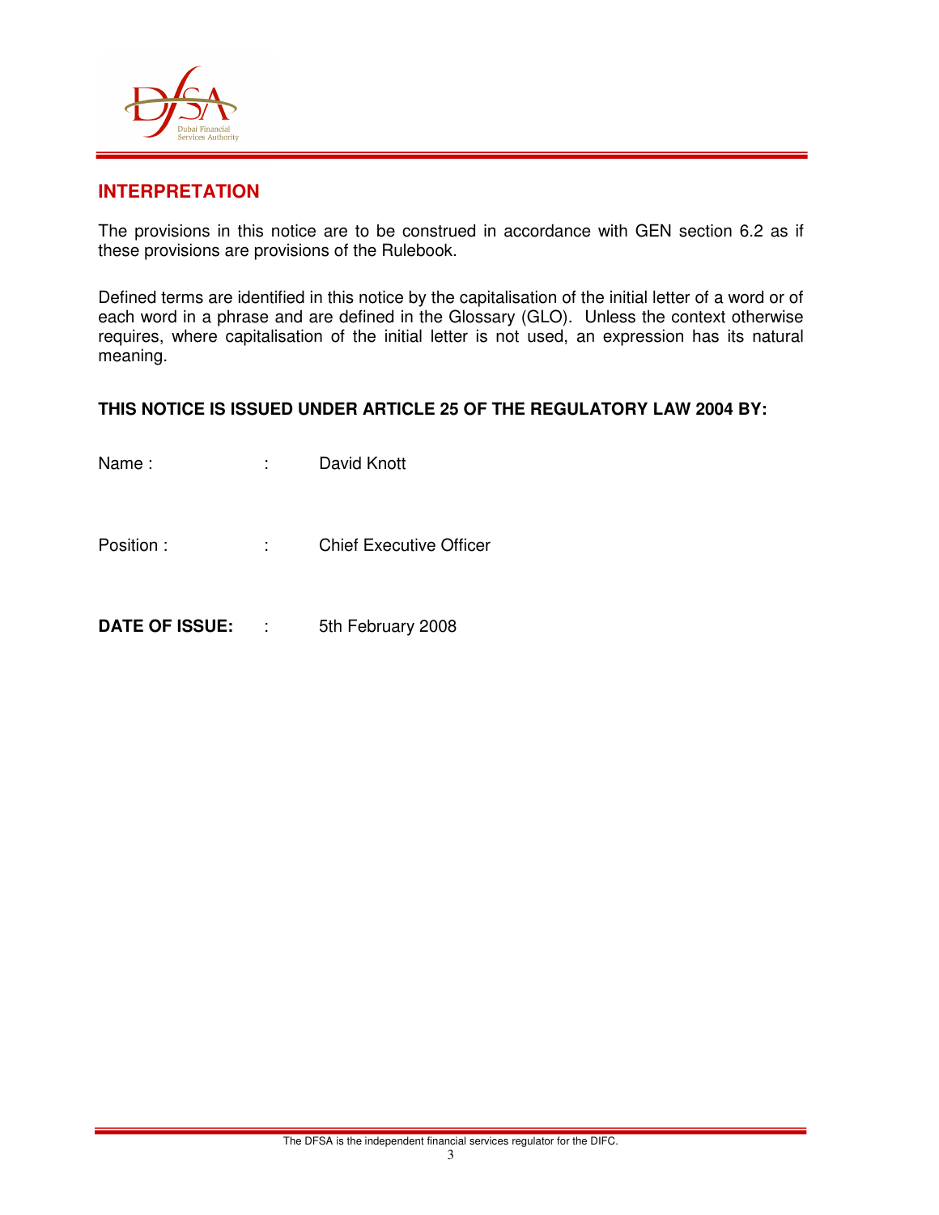## INTERPRETATION

The provisions in this notice are to be construed in accordance with GEN section 6.2 as if these provisions are provisions of the Rulebook.

Defined terms are identified in this notice by the capitalisation of the initial letter of a word or of each word in a phrase and are defined in the Glossary (GLO). Unless the context otherwise requires, where capitalisation of the initial letter is not used, an expression has its natural meaning.

**THIS NOTICE IS ISSUED UNDER ARTICLE 25 OF THE REGULATORY LAW 2004 BY:**

Name : : David Knott

Position : : Chief Executive Officer

**DATE OF ISSUE:** : 5th February 2008